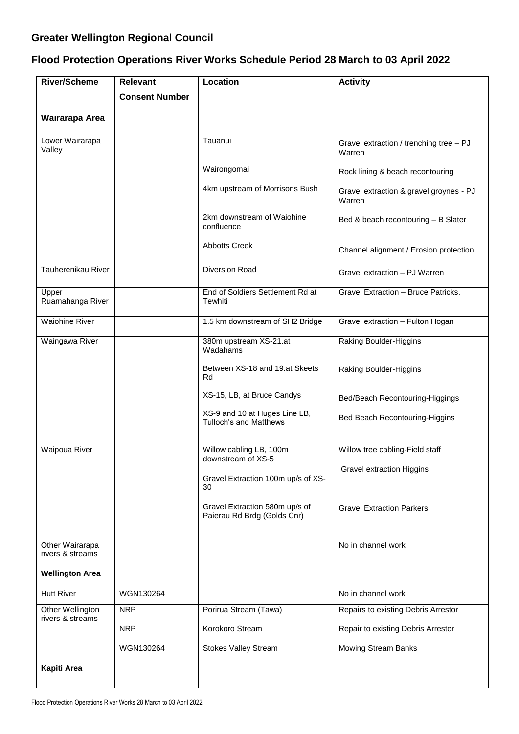## Greater Wellington Regional Council

## Flood Protection Operations River Works Schedule Period 28 March to 03 April 2022

| River/Scheme | Relevant Consent Number | Location | Activity |
|---|---|---|---|
| **Wairarapa Area** | | | |
| Lower Wairarapa Valley | | Tauanui | Gravel extraction / trenching tree – PJ Warren |
| | | Wairongomai | Rock lining & beach recontouring |
| | | 4km upstream of Morrisons Bush | Gravel extraction & gravel groynes - PJ Warren |
| | | 2km downstream of Waiohine confluence | Bed & beach recontouring – B Slater |
| | | Abbotts Creek | Channel alignment / Erosion protection |
| Tauherenikau River | | Diversion Road | Gravel extraction – PJ Warren |
| Upper Ruamahanga River | | End of Soldiers Settlement Rd at Tewhiti | Gravel Extraction – Bruce Patricks. |
| Waiohine River | | 1.5 km downstream of SH2 Bridge | Gravel extraction – Fulton Hogan |
| Waingawa River | | 380m upstream XS-21.at Wadahams | Raking Boulder-Higgins |
| | | Between XS-18 and 19.at Skeets Rd | Raking Boulder-Higgins |
| | | XS-15, LB, at Bruce Candys | Bed/Beach Recontouring-Higgings |
| | | XS-9 and 10 at Huges Line LB, Tulloch's and Matthews | Bed Beach Recontouring-Higgins |
| Waipoua River | | Willow cabling LB, 100m downstream of XS-5 | Willow tree cabling-Field staff |
| | | Gravel Extraction 100m up/s of XS-30 | Gravel extraction Higgins |
| | | Gravel Extraction 580m up/s of Paierau Rd Brdg (Golds Cnr) | Gravel Extraction Parkers. |
| Other Wairarapa rivers & streams | | | No in channel work |
| **Wellington Area** | | | |
| Hutt River | WGN130264 | | No in channel work |
| Other Wellington rivers & streams | NRP | Porirua Stream (Tawa) | Repairs to existing Debris Arrestor |
| | NRP | Korokoro Stream | Repair to existing Debris Arrestor |
| | WGN130264 | Stokes Valley Stream | Mowing Stream Banks |
| **Kapiti Area** | | | |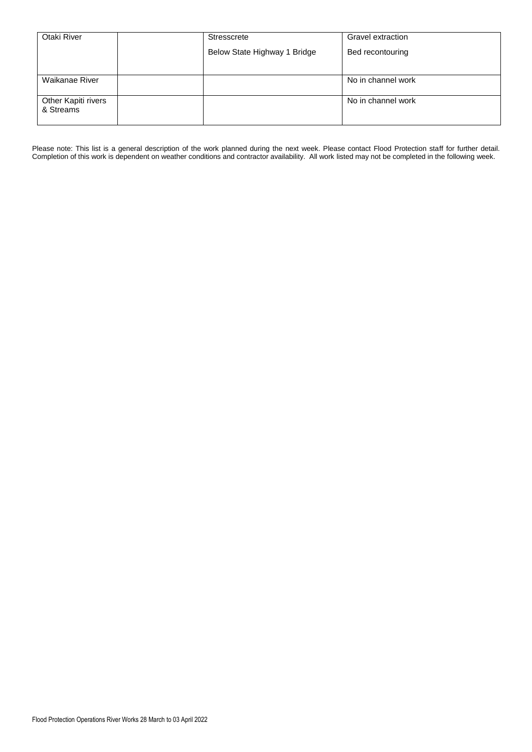| | | | |
|---|---|---|---|
| Otaki River | | Stresscrete<br>Below State Highway 1 Bridge | Gravel extraction<br>Bed recontouring |
| Waikanae River | | | No in channel work |
| Other Kapiti rivers & Streams | | | No in channel work |

Please note: This list is a general description of the work planned during the next week. Please contact Flood Protection staff for further detail. Completion of this work is dependent on weather conditions and contractor availability. All work listed may not be completed in the following week.